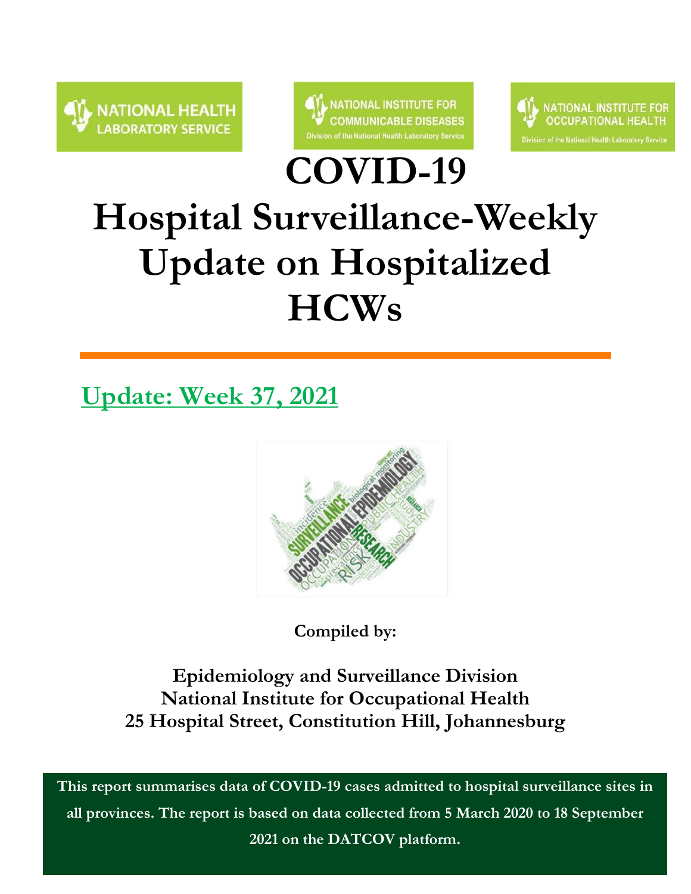NATIONAL HEALTH LABORATORY SERVICE

NATIONAL INSTITUTE FOR COMMUNICABLE DISEASES
Division of the National Health Laboratory Service

NATIONAL INSTITUTE FOR OCCUPATIONAL HEALTH
Division of the National Health Laboratory Service

# COVID-19
# Hospital Surveillance-Weekly Update on Hospitalized HCWs

## Update: Week 37, 2021

**Compiled by:**

**Epidemiology and Surveillance Division**
**National Institute for Occupational Health**
**25 Hospital Street, Constitution Hill, Johannesburg**

**This report summarises data of COVID-19 cases admitted to hospital surveillance sites in all provinces. The report is based on data collected from 5 March 2020 to 18 September 2021 on the DATCOV platform.**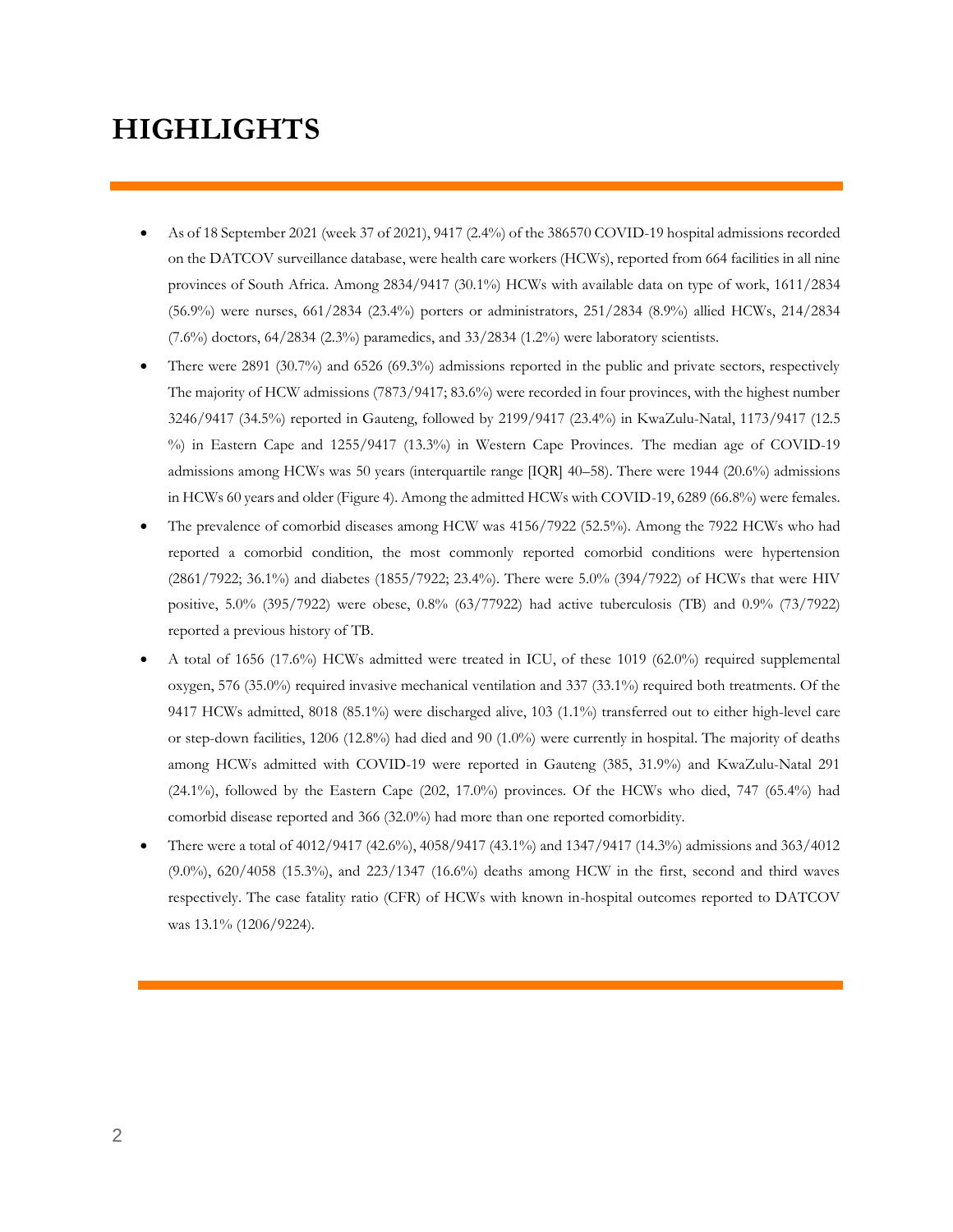# HIGHLIGHTS

- As of 18 September 2021 (week 37 of 2021), 9417 (2.4%) of the 386570 COVID-19 hospital admissions recorded on the DATCOV surveillance database, were health care workers (HCWs), reported from 664 facilities in all nine provinces of South Africa. Among 2834/9417 (30.1%) HCWs with available data on type of work, 1611/2834 (56.9%) were nurses, 661/2834 (23.4%) porters or administrators, 251/2834 (8.9%) allied HCWs, 214/2834 (7.6%) doctors, 64/2834 (2.3%) paramedics, and 33/2834 (1.2%) were laboratory scientists.
- There were 2891 (30.7%) and 6526 (69.3%) admissions reported in the public and private sectors, respectively The majority of HCW admissions (7873/9417; 83.6%) were recorded in four provinces, with the highest number 3246/9417 (34.5%) reported in Gauteng, followed by 2199/9417 (23.4%) in KwaZulu-Natal, 1173/9417 (12.5 %) in Eastern Cape and 1255/9417 (13.3%) in Western Cape Provinces. The median age of COVID-19 admissions among HCWs was 50 years (interquartile range [IQR] 40–58). There were 1944 (20.6%) admissions in HCWs 60 years and older (Figure 4). Among the admitted HCWs with COVID-19, 6289 (66.8%) were females.
- The prevalence of comorbid diseases among HCW was 4156/7922 (52.5%). Among the 7922 HCWs who had reported a comorbid condition, the most commonly reported comorbid conditions were hypertension (2861/7922; 36.1%) and diabetes (1855/7922; 23.4%). There were 5.0% (394/7922) of HCWs that were HIV positive, 5.0% (395/7922) were obese, 0.8% (63/77922) had active tuberculosis (TB) and 0.9% (73/7922) reported a previous history of TB.
- A total of 1656 (17.6%) HCWs admitted were treated in ICU, of these 1019 (62.0%) required supplemental oxygen, 576 (35.0%) required invasive mechanical ventilation and 337 (33.1%) required both treatments. Of the 9417 HCWs admitted, 8018 (85.1%) were discharged alive, 103 (1.1%) transferred out to either high-level care or step-down facilities, 1206 (12.8%) had died and 90 (1.0%) were currently in hospital. The majority of deaths among HCWs admitted with COVID-19 were reported in Gauteng (385, 31.9%) and KwaZulu-Natal 291 (24.1%), followed by the Eastern Cape (202, 17.0%) provinces. Of the HCWs who died, 747 (65.4%) had comorbid disease reported and 366 (32.0%) had more than one reported comorbidity.
- There were a total of 4012/9417 (42.6%), 4058/9417 (43.1%) and 1347/9417 (14.3%) admissions and 363/4012 (9.0%), 620/4058 (15.3%), and 223/1347 (16.6%) deaths among HCW in the first, second and third waves respectively. The case fatality ratio (CFR) of HCWs with known in-hospital outcomes reported to DATCOV was 13.1% (1206/9224).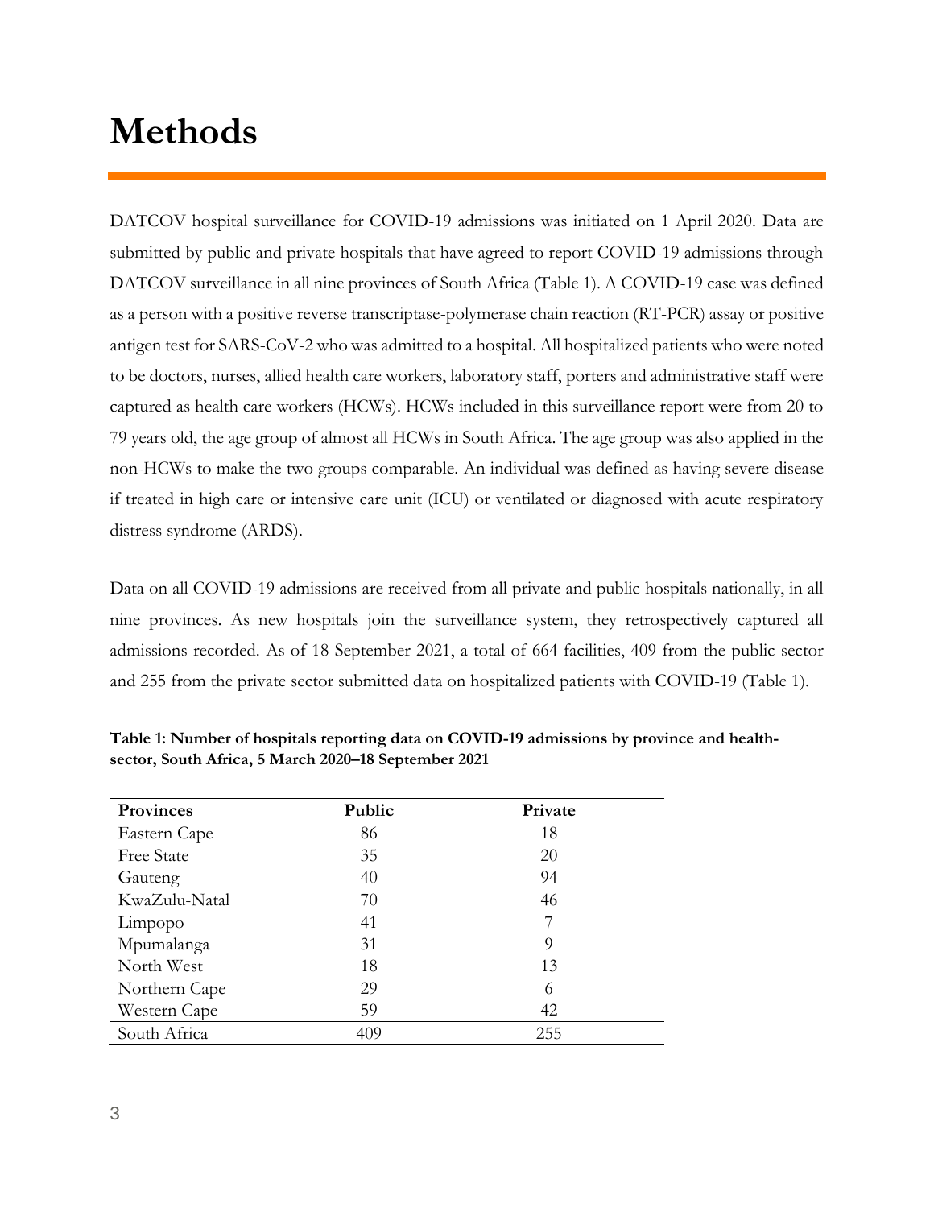# Methods

DATCOV hospital surveillance for COVID-19 admissions was initiated on 1 April 2020. Data are submitted by public and private hospitals that have agreed to report COVID-19 admissions through DATCOV surveillance in all nine provinces of South Africa (Table 1). A COVID-19 case was defined as a person with a positive reverse transcriptase-polymerase chain reaction (RT-PCR) assay or positive antigen test for SARS-CoV-2 who was admitted to a hospital. All hospitalized patients who were noted to be doctors, nurses, allied health care workers, laboratory staff, porters and administrative staff were captured as health care workers (HCWs). HCWs included in this surveillance report were from 20 to 79 years old, the age group of almost all HCWs in South Africa. The age group was also applied in the non-HCWs to make the two groups comparable. An individual was defined as having severe disease if treated in high care or intensive care unit (ICU) or ventilated or diagnosed with acute respiratory distress syndrome (ARDS).

Data on all COVID-19 admissions are received from all private and public hospitals nationally, in all nine provinces. As new hospitals join the surveillance system, they retrospectively captured all admissions recorded. As of 18 September 2021, a total of 664 facilities, 409 from the public sector and 255 from the private sector submitted data on hospitalized patients with COVID-19 (Table 1).

**Table 1: Number of hospitals reporting data on COVID-19 admissions by province and health-sector, South Africa, 5 March 2020–18 September 2021**

| Provinces | Public | Private |
|---|---|---|
| Eastern Cape | 86 | 18 |
| Free State | 35 | 20 |
| Gauteng | 40 | 94 |
| KwaZulu-Natal | 70 | 46 |
| Limpopo | 41 | 7 |
| Mpumalanga | 31 | 9 |
| North West | 18 | 13 |
| Northern Cape | 29 | 6 |
| Western Cape | 59 | 42 |
| South Africa | 409 | 255 |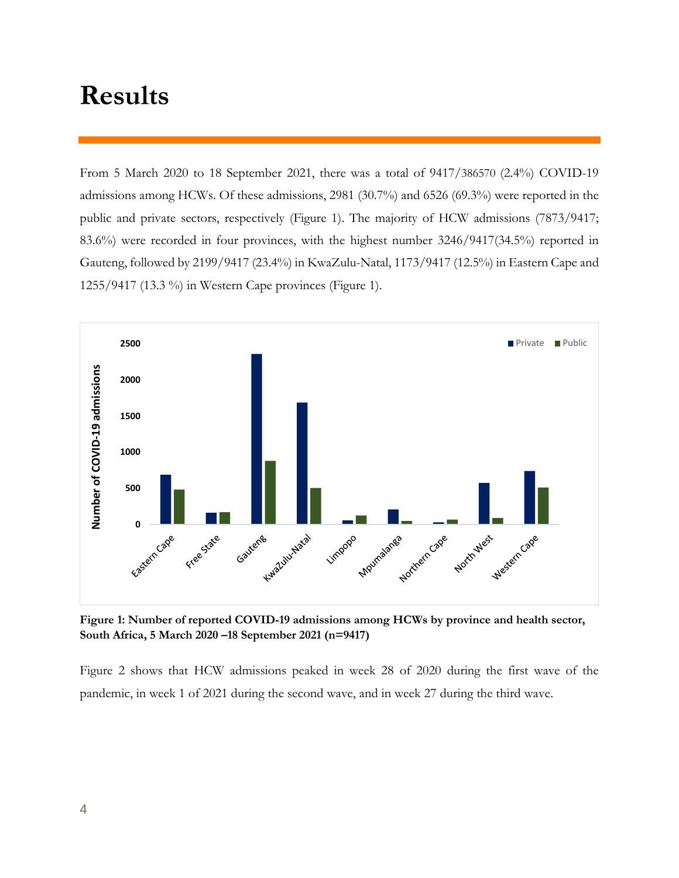# Results

From 5 March 2020 to 18 September 2021, there was a total of 9417/386570 (2.4%) COVID-19 admissions among HCWs. Of these admissions, 2981 (30.7%) and 6526 (69.3%) were reported in the public and private sectors, respectively (Figure 1). The majority of HCW admissions (7873/9417; 83.6%) were recorded in four provinces, with the highest number 3246/9417(34.5%) reported in Gauteng, followed by 2199/9417 (23.4%) in KwaZulu-Natal, 1173/9417 (12.5%) in Eastern Cape and 1255/9417 (13.3 %) in Western Cape provinces (Figure 1).

**Figure 1: Number of reported COVID-19 admissions among HCWs by province and health sector, South Africa, 5 March 2020 –18 September 2021 (n=9417)**

Figure 2 shows that HCW admissions peaked in week 28 of 2020 during the first wave of the pandemic, in week 1 of 2021 during the second wave, and in week 27 during the third wave.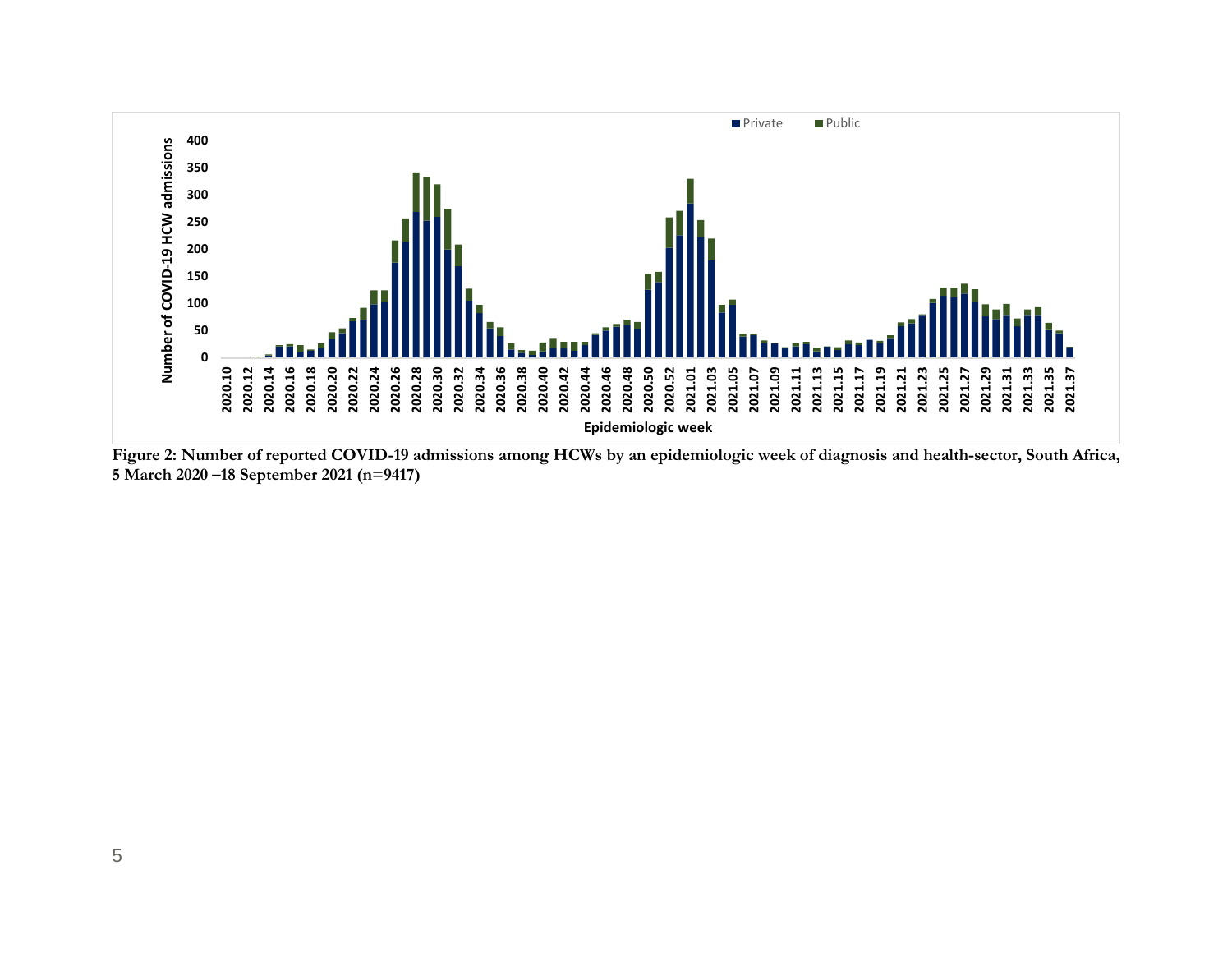**Figure 2: Number of reported COVID-19 admissions among HCWs by an epidemiologic week of diagnosis and health-sector, South Africa, 5 March 2020 –18 September 2021 (n=9417)**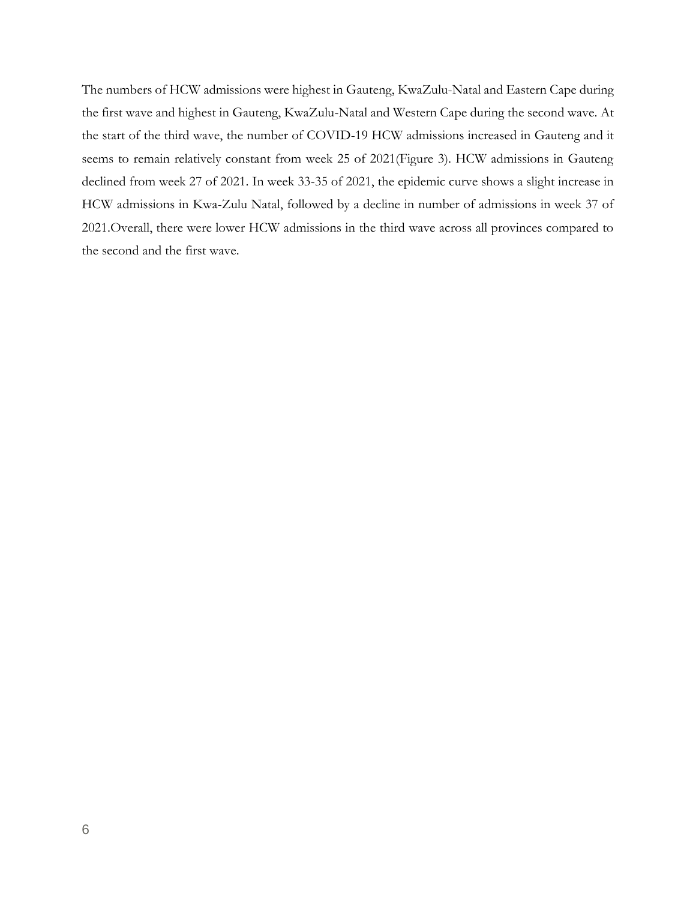The numbers of HCW admissions were highest in Gauteng, KwaZulu-Natal and Eastern Cape during the first wave and highest in Gauteng, KwaZulu-Natal and Western Cape during the second wave. At the start of the third wave, the number of COVID-19 HCW admissions increased in Gauteng and it seems to remain relatively constant from week 25 of 2021(Figure 3). HCW admissions in Gauteng declined from week 27 of 2021. In week 33-35 of 2021, the epidemic curve shows a slight increase in HCW admissions in Kwa-Zulu Natal, followed by a decline in number of admissions in week 37 of 2021.Overall, there were lower HCW admissions in the third wave across all provinces compared to the second and the first wave.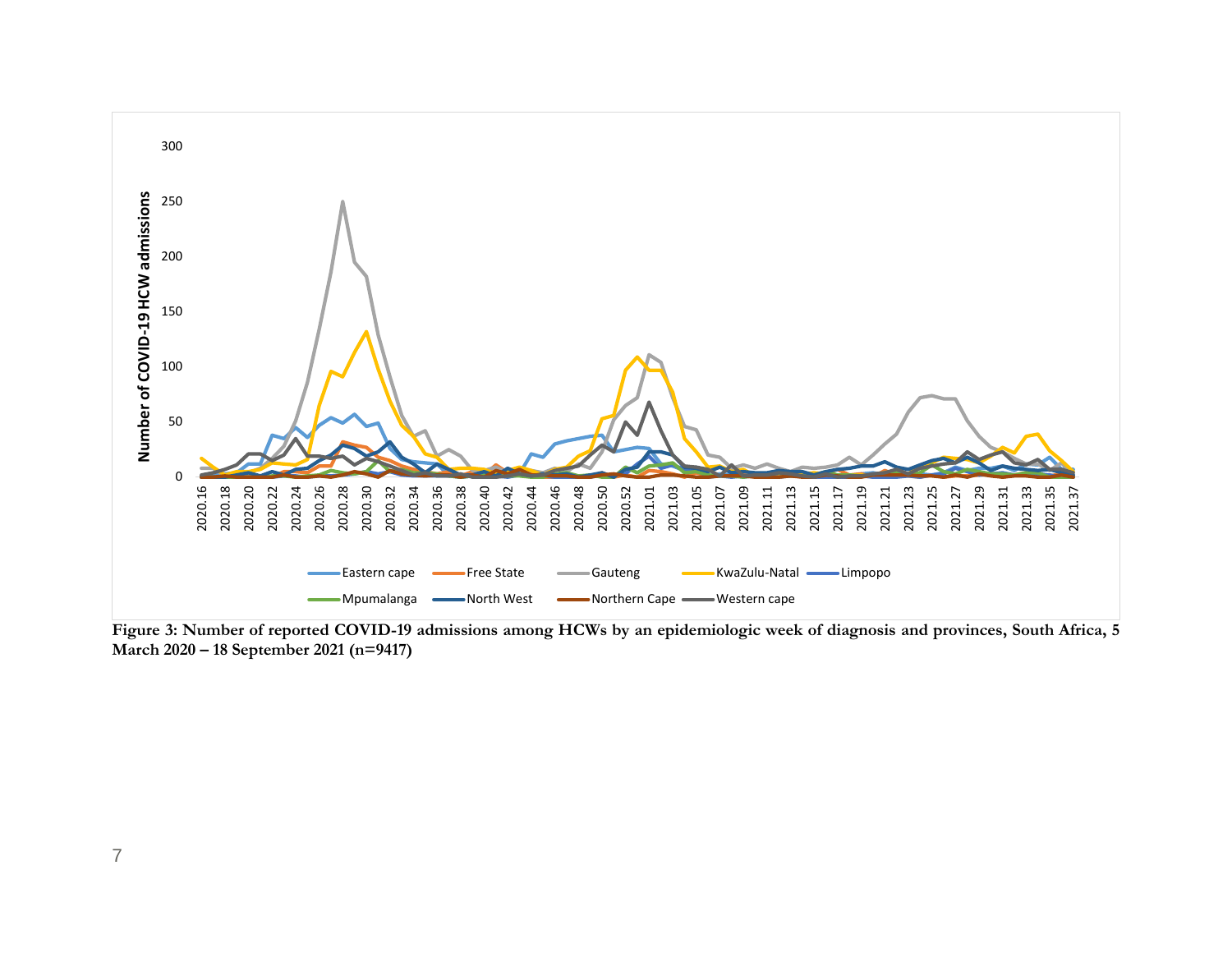**Figure 3: Number of reported COVID-19 admissions among HCWs by an epidemiologic week of diagnosis and provinces, South Africa, 5 March 2020 – 18 September 2021 (n=9417)**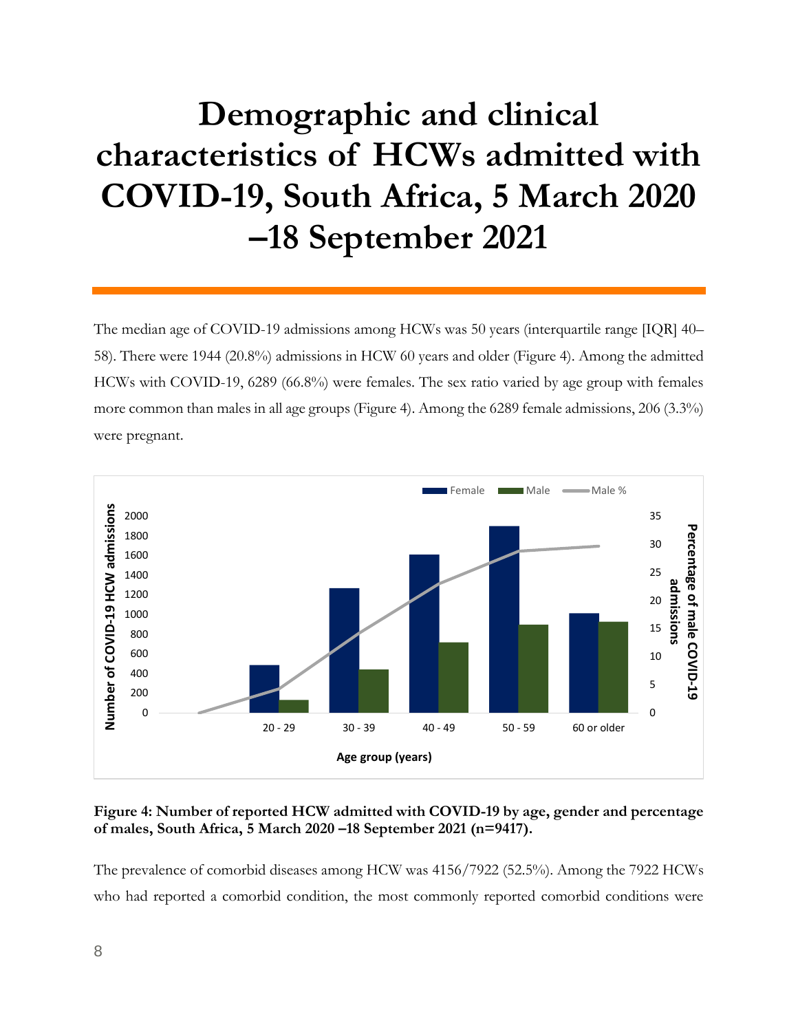# Demographic and clinical characteristics of HCWs admitted with COVID-19, South Africa, 5 March 2020 –18 September 2021

The median age of COVID-19 admissions among HCWs was 50 years (interquartile range [IQR] 40–58). There were 1944 (20.8%) admissions in HCW 60 years and older (Figure 4). Among the admitted HCWs with COVID-19, 6289 (66.8%) were females. The sex ratio varied by age group with females more common than males in all age groups (Figure 4). Among the 6289 female admissions, 206 (3.3%) were pregnant.

**Figure 4: Number of reported HCW admitted with COVID-19 by age, gender and percentage of males, South Africa, 5 March 2020 –18 September 2021 (n=9417).**

The prevalence of comorbid diseases among HCW was 4156/7922 (52.5%). Among the 7922 HCWs who had reported a comorbid condition, the most commonly reported comorbid conditions were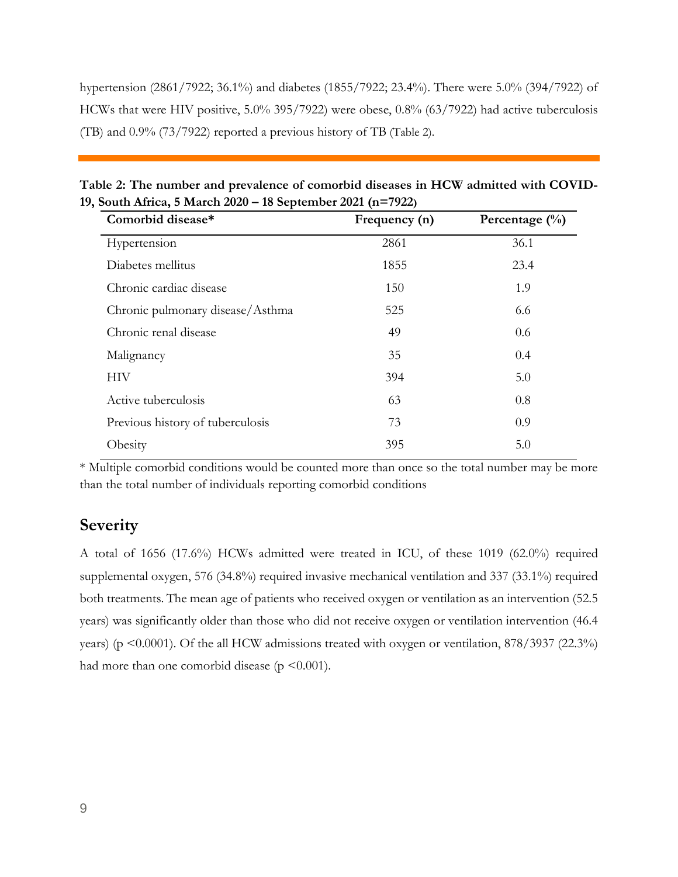hypertension (2861/7922; 36.1%) and diabetes (1855/7922; 23.4%). There were 5.0% (394/7922) of HCWs that were HIV positive, 5.0% 395/7922) were obese, 0.8% (63/7922) had active tuberculosis (TB) and 0.9% (73/7922) reported a previous history of TB (Table 2).

**Table 2: The number and prevalence of comorbid diseases in HCW admitted with COVID-19, South Africa, 5 March 2020 – 18 September 2021 (n=7922)**

| Comorbid disease* | Frequency (n) | Percentage (%) |
|---|---|---|
| Hypertension | 2861 | 36.1 |
| Diabetes mellitus | 1855 | 23.4 |
| Chronic cardiac disease | 150 | 1.9 |
| Chronic pulmonary disease/Asthma | 525 | 6.6 |
| Chronic renal disease | 49 | 0.6 |
| Malignancy | 35 | 0.4 |
| HIV | 394 | 5.0 |
| Active tuberculosis | 63 | 0.8 |
| Previous history of tuberculosis | 73 | 0.9 |
| Obesity | 395 | 5.0 |

* Multiple comorbid conditions would be counted more than once so the total number may be more than the total number of individuals reporting comorbid conditions

## Severity

A total of 1656 (17.6%) HCWs admitted were treated in ICU, of these 1019 (62.0%) required supplemental oxygen, 576 (34.8%) required invasive mechanical ventilation and 337 (33.1%) required both treatments. The mean age of patients who received oxygen or ventilation as an intervention (52.5 years) was significantly older than those who did not receive oxygen or ventilation intervention (46.4 years) ($p < 0.0001$). Of the all HCW admissions treated with oxygen or ventilation, 878/3937 (22.3%) had more than one comorbid disease ($p < 0.001$).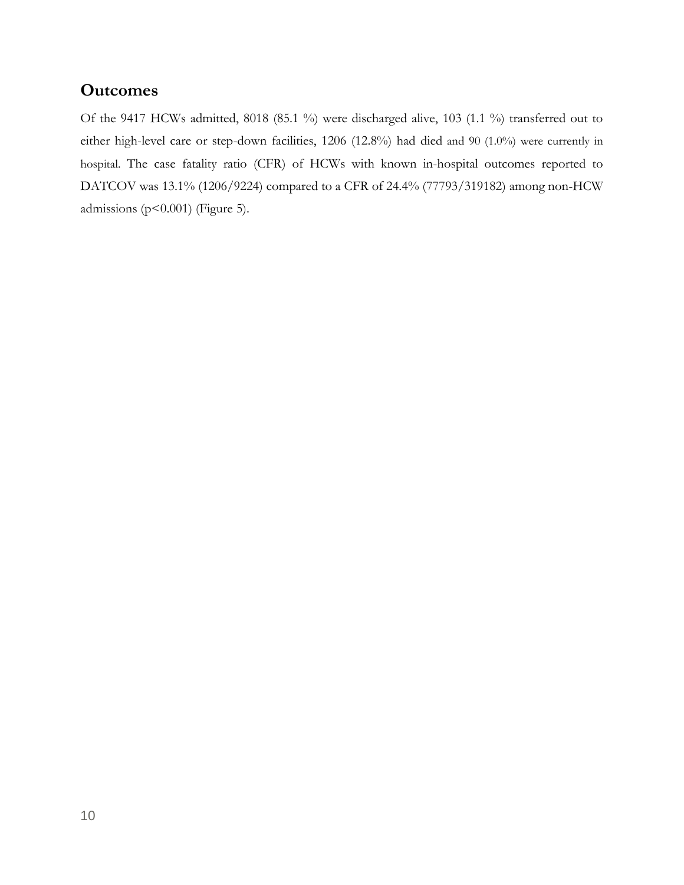## Outcomes

Of the 9417 HCWs admitted, 8018 (85.1 %) were discharged alive, 103 (1.1 %) transferred out to either high-level care or step-down facilities, 1206 (12.8%) had died and 90 (1.0%) were currently in hospital. The case fatality ratio (CFR) of HCWs with known in-hospital outcomes reported to DATCOV was 13.1% (1206/9224) compared to a CFR of 24.4% (77793/319182) among non-HCW admissions ($p<0.001$) (Figure 5).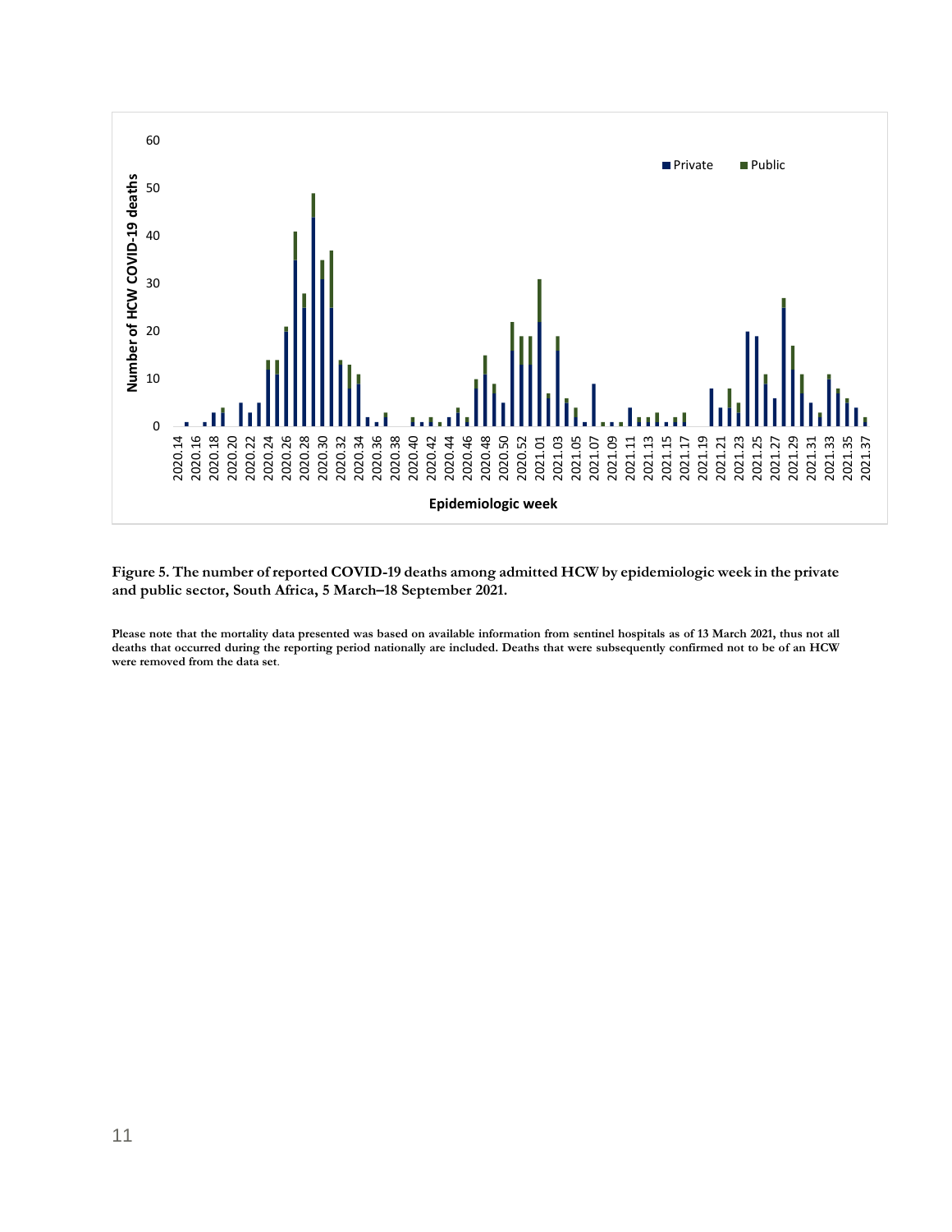**Figure 5. The number of reported COVID-19 deaths among admitted HCW by epidemiologic week in the private and public sector, South Africa, 5 March–18 September 2021.**

**Please note that the mortality data presented was based on available information from sentinel hospitals as of 13 March 2021, thus not all deaths that occurred during the reporting period nationally are included. Deaths that were subsequently confirmed not to be of an HCW were removed from the data set.**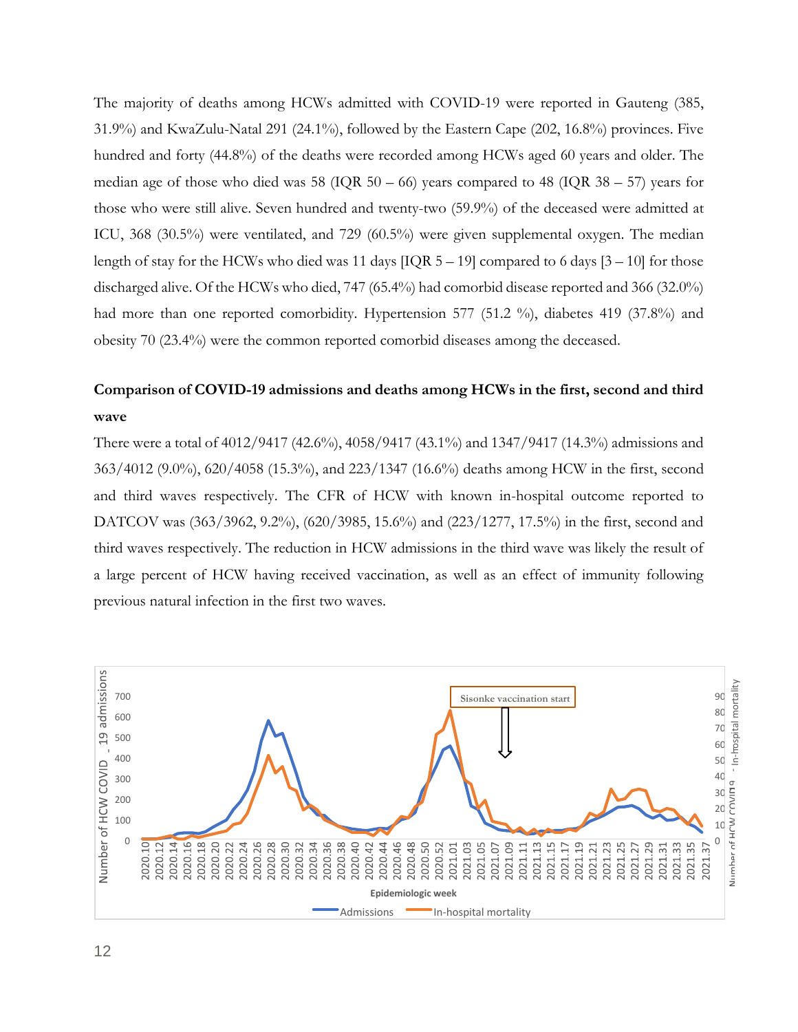The majority of deaths among HCWs admitted with COVID-19 were reported in Gauteng (385, 31.9%) and KwaZulu-Natal 291 (24.1%), followed by the Eastern Cape (202, 16.8%) provinces. Five hundred and forty (44.8%) of the deaths were recorded among HCWs aged 60 years and older. The median age of those who died was 58 (IQR 50 – 66) years compared to 48 (IQR 38 – 57) years for those who were still alive. Seven hundred and twenty-two (59.9%) of the deceased were admitted at ICU, 368 (30.5%) were ventilated, and 729 (60.5%) were given supplemental oxygen. The median length of stay for the HCWs who died was 11 days [IQR 5 – 19] compared to 6 days [3 – 10] for those discharged alive. Of the HCWs who died, 747 (65.4%) had comorbid disease reported and 366 (32.0%) had more than one reported comorbidity. Hypertension 577 (51.2 %), diabetes 419 (37.8%) and obesity 70 (23.4%) were the common reported comorbid diseases among the deceased.

**Comparison of COVID-19 admissions and deaths among HCWs in the first, second and third wave**

There were a total of 4012/9417 (42.6%), 4058/9417 (43.1%) and 1347/9417 (14.3%) admissions and 363/4012 (9.0%), 620/4058 (15.3%), and 223/1347 (16.6%) deaths among HCW in the first, second and third waves respectively. The CFR of HCW with known in-hospital outcome reported to DATCOV was (363/3962, 9.2%), (620/3985, 15.6%) and (223/1277, 17.5%) in the first, second and third waves respectively. The reduction in HCW admissions in the third wave was likely the result of a large percent of HCW having received vaccination, as well as an effect of immunity following previous natural infection in the first two waves.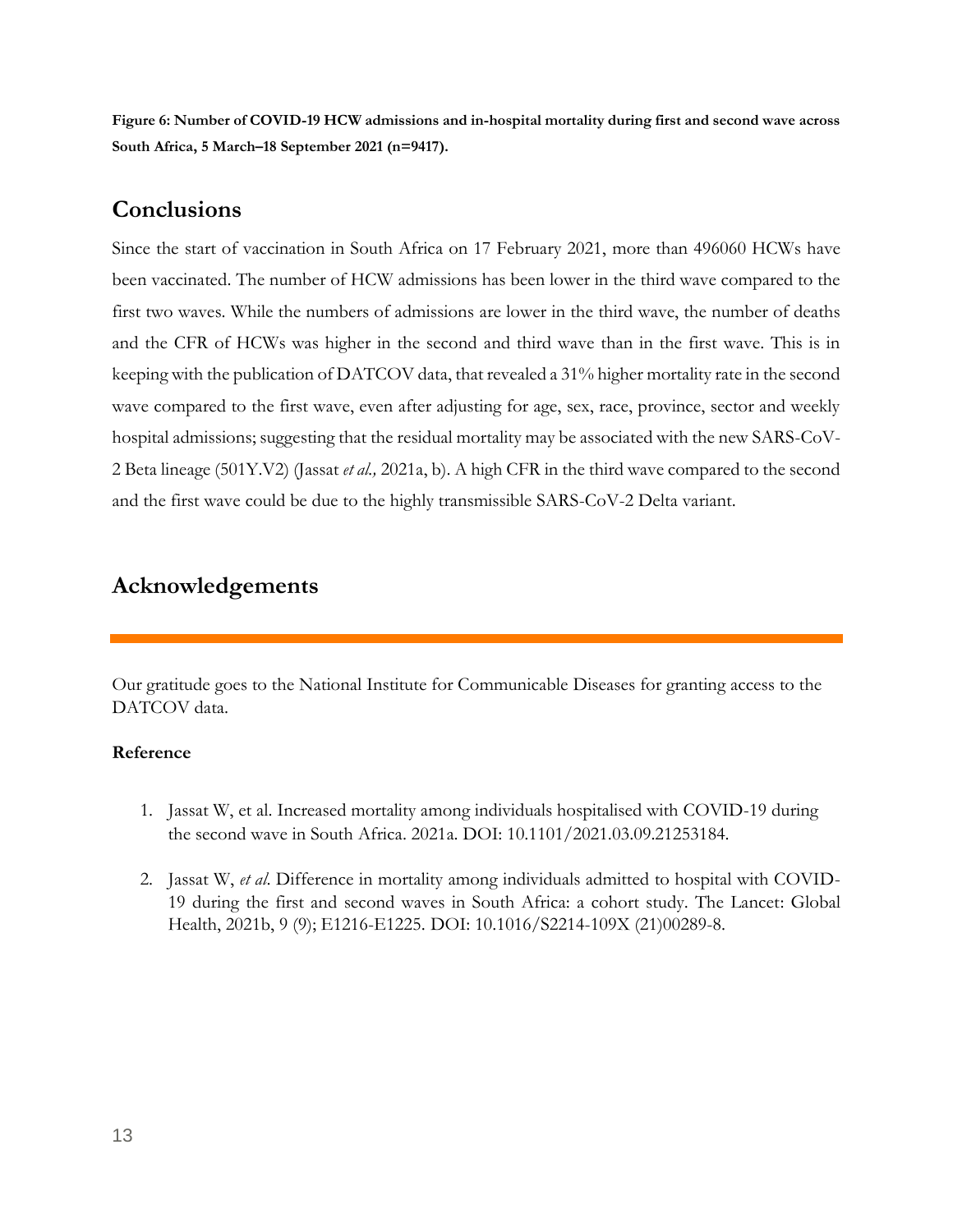**Figure 6: Number of COVID-19 HCW admissions and in-hospital mortality during first and second wave across South Africa, 5 March–18 September 2021 (n=9417).**

## Conclusions

Since the start of vaccination in South Africa on 17 February 2021, more than 496060 HCWs have been vaccinated. The number of HCW admissions has been lower in the third wave compared to the first two waves. While the numbers of admissions are lower in the third wave, the number of deaths and the CFR of HCWs was higher in the second and third wave than in the first wave. This is in keeping with the publication of DATCOV data, that revealed a 31% higher mortality rate in the second wave compared to the first wave, even after adjusting for age, sex, race, province, sector and weekly hospital admissions; suggesting that the residual mortality may be associated with the new SARS-CoV-2 Beta lineage (501Y.V2) (Jassat *et al.,* 2021a, b). A high CFR in the third wave compared to the second and the first wave could be due to the highly transmissible SARS-CoV-2 Delta variant.

## Acknowledgements

Our gratitude goes to the National Institute for Communicable Diseases for granting access to the DATCOV data.

**Reference**

1. Jassat W, et al. Increased mortality among individuals hospitalised with COVID-19 during the second wave in South Africa. 2021a. DOI: 10.1101/2021.03.09.21253184.
2. Jassat W, *et al.* Difference in mortality among individuals admitted to hospital with COVID-19 during the first and second waves in South Africa: a cohort study. The Lancet: Global Health, 2021b, 9 (9); E1216-E1225. DOI: 10.1016/S2214-109X (21)00289-8.